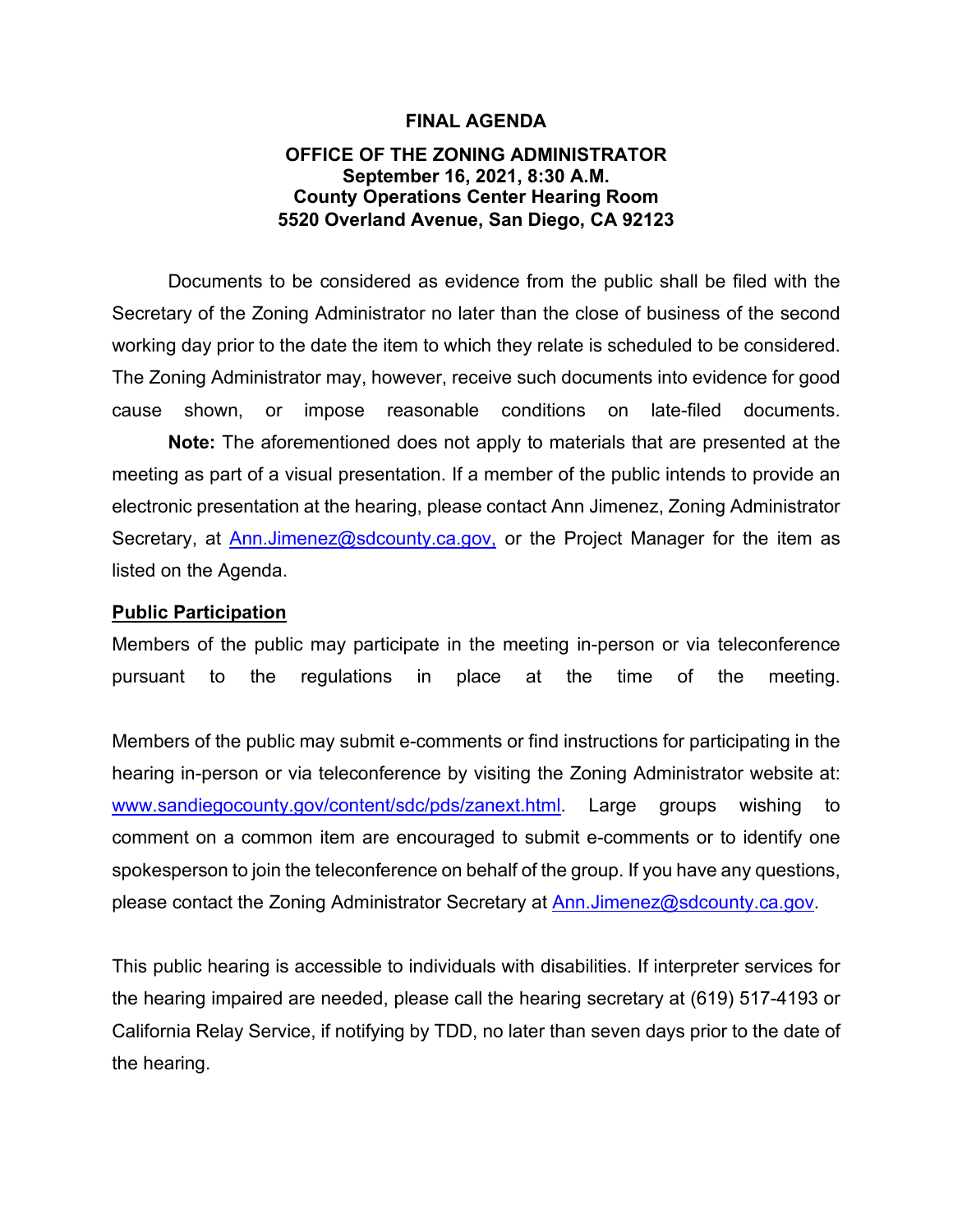**FINAL AGENDA**

**OFFICE OF THE ZONING ADMINISTRATOR**
**September 16, 2021, 8:30 A.M.**
**County Operations Center Hearing Room**
**5520 Overland Avenue, San Diego, CA 92123**

Documents to be considered as evidence from the public shall be filed with the Secretary of the Zoning Administrator no later than the close of business of the second working day prior to the date the item to which they relate is scheduled to be considered. The Zoning Administrator may, however, receive such documents into evidence for good cause shown, or impose reasonable conditions on late-filed documents.

**Note:** The aforementioned does not apply to materials that are presented at the meeting as part of a visual presentation. If a member of the public intends to provide an electronic presentation at the hearing, please contact Ann Jimenez, Zoning Administrator Secretary, at Ann.Jimenez@sdcounty.ca.gov, or the Project Manager for the item as listed on the Agenda.

**Public Participation**

Members of the public may participate in the meeting in-person or via teleconference pursuant to the regulations in place at the time of the meeting.

Members of the public may submit e-comments or find instructions for participating in the hearing in-person or via teleconference by visiting the Zoning Administrator website at: www.sandiegocounty.gov/content/sdc/pds/zanext.html. Large groups wishing to comment on a common item are encouraged to submit e-comments or to identify one spokesperson to join the teleconference on behalf of the group. If you have any questions, please contact the Zoning Administrator Secretary at Ann.Jimenez@sdcounty.ca.gov.

This public hearing is accessible to individuals with disabilities. If interpreter services for the hearing impaired are needed, please call the hearing secretary at (619) 517-4193 or California Relay Service, if notifying by TDD, no later than seven days prior to the date of the hearing.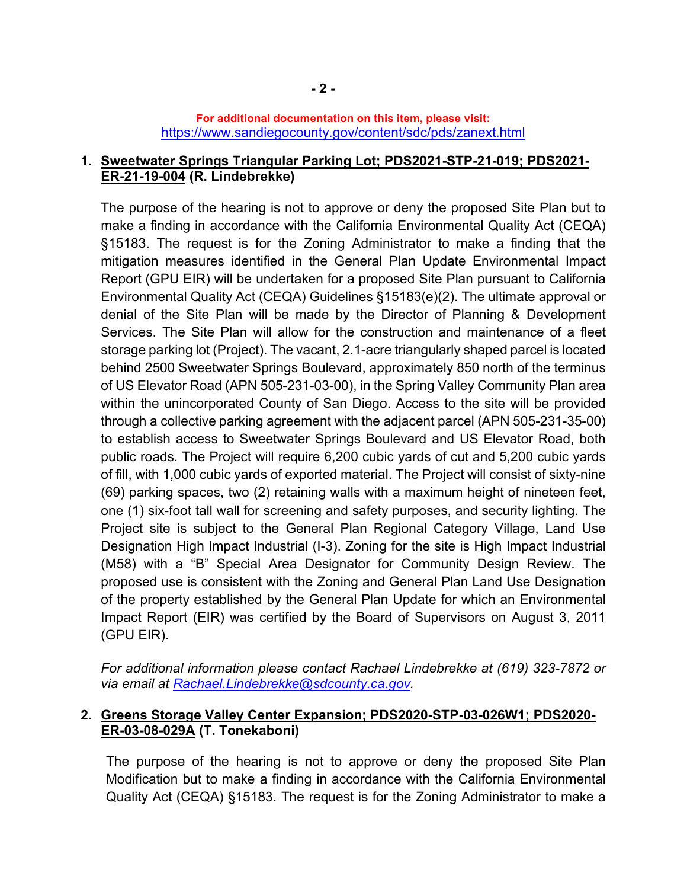**For additional documentation on this item, please visit:**
https://www.sandiegocounty.gov/content/sdc/pds/zanext.html

1. **Sweetwater Springs Triangular Parking Lot; PDS2021-STP-21-019; PDS2021-ER-21-19-004 (R. Lindebrekke)**

   The purpose of the hearing is not to approve or deny the proposed Site Plan but to make a finding in accordance with the California Environmental Quality Act (CEQA) §15183. The request is for the Zoning Administrator to make a finding that the mitigation measures identified in the General Plan Update Environmental Impact Report (GPU EIR) will be undertaken for a proposed Site Plan pursuant to California Environmental Quality Act (CEQA) Guidelines §15183(e)(2). The ultimate approval or denial of the Site Plan will be made by the Director of Planning & Development Services. The Site Plan will allow for the construction and maintenance of a fleet storage parking lot (Project). The vacant, 2.1-acre triangularly shaped parcel is located behind 2500 Sweetwater Springs Boulevard, approximately 850 north of the terminus of US Elevator Road (APN 505-231-03-00), in the Spring Valley Community Plan area within the unincorporated County of San Diego. Access to the site will be provided through a collective parking agreement with the adjacent parcel (APN 505-231-35-00) to establish access to Sweetwater Springs Boulevard and US Elevator Road, both public roads. The Project will require 6,200 cubic yards of cut and 5,200 cubic yards of fill, with 1,000 cubic yards of exported material. The Project will consist of sixty-nine (69) parking spaces, two (2) retaining walls with a maximum height of nineteen feet, one (1) six-foot tall wall for screening and safety purposes, and security lighting. The Project site is subject to the General Plan Regional Category Village, Land Use Designation High Impact Industrial (I-3). Zoning for the site is High Impact Industrial (M58) with a "B" Special Area Designator for Community Design Review. The proposed use is consistent with the Zoning and General Plan Land Use Designation of the property established by the General Plan Update for which an Environmental Impact Report (EIR) was certified by the Board of Supervisors on August 3, 2011 (GPU EIR).

   *For additional information please contact Rachael Lindebrekke at (619) 323-7872 or via email at Rachael.Lindebrekke@sdcounty.ca.gov.*

2. **Greens Storage Valley Center Expansion; PDS2020-STP-03-026W1; PDS2020-ER-03-08-029A (T. Tonekaboni)**

   The purpose of the hearing is not to approve or deny the proposed Site Plan Modification but to make a finding in accordance with the California Environmental Quality Act (CEQA) §15183. The request is for the Zoning Administrator to make a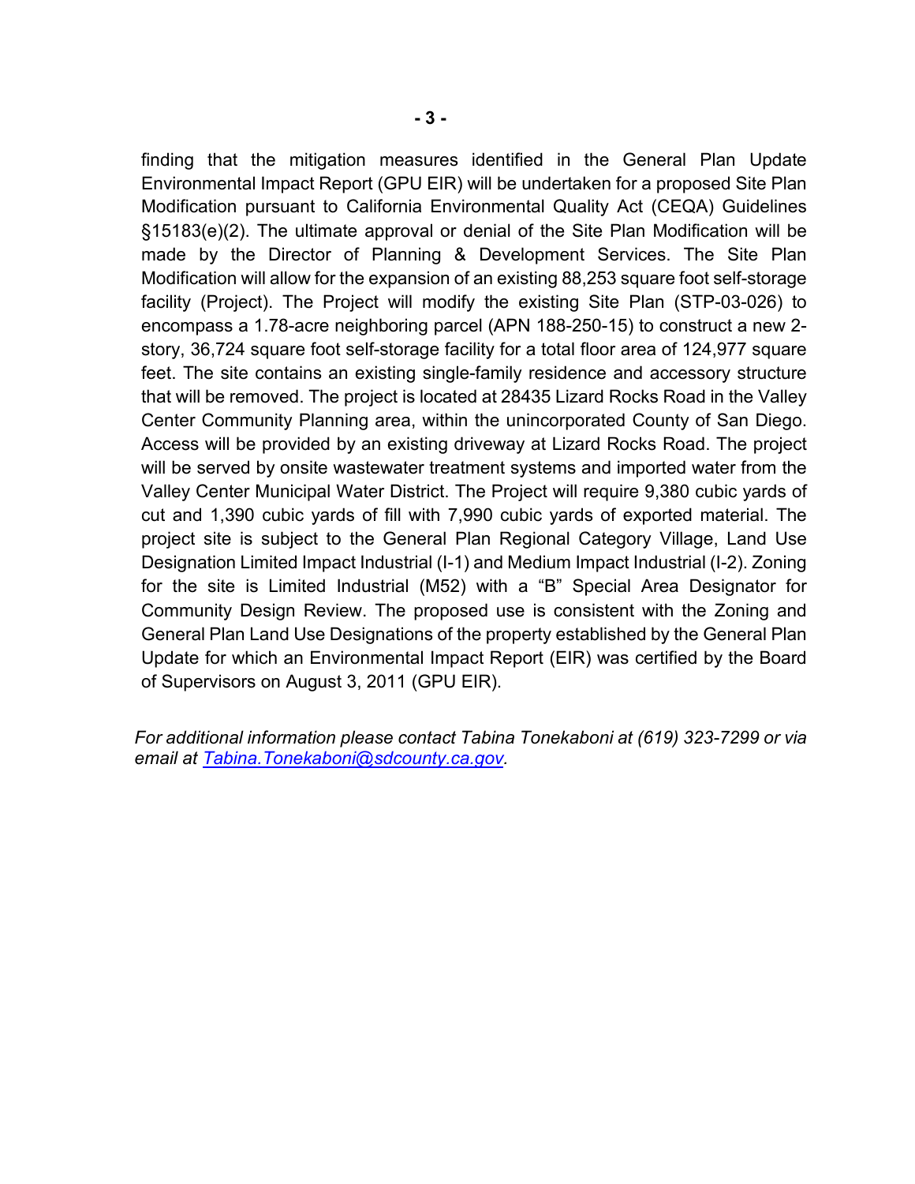finding that the mitigation measures identified in the General Plan Update Environmental Impact Report (GPU EIR) will be undertaken for a proposed Site Plan Modification pursuant to California Environmental Quality Act (CEQA) Guidelines §15183(e)(2). The ultimate approval or denial of the Site Plan Modification will be made by the Director of Planning & Development Services. The Site Plan Modification will allow for the expansion of an existing 88,253 square foot self-storage facility (Project). The Project will modify the existing Site Plan (STP-03-026) to encompass a 1.78-acre neighboring parcel (APN 188-250-15) to construct a new 2-story, 36,724 square foot self-storage facility for a total floor area of 124,977 square feet. The site contains an existing single-family residence and accessory structure that will be removed. The project is located at 28435 Lizard Rocks Road in the Valley Center Community Planning area, within the unincorporated County of San Diego. Access will be provided by an existing driveway at Lizard Rocks Road. The project will be served by onsite wastewater treatment systems and imported water from the Valley Center Municipal Water District. The Project will require 9,380 cubic yards of cut and 1,390 cubic yards of fill with 7,990 cubic yards of exported material. The project site is subject to the General Plan Regional Category Village, Land Use Designation Limited Impact Industrial (I-1) and Medium Impact Industrial (I-2). Zoning for the site is Limited Industrial (M52) with a "B" Special Area Designator for Community Design Review. The proposed use is consistent with the Zoning and General Plan Land Use Designations of the property established by the General Plan Update for which an Environmental Impact Report (EIR) was certified by the Board of Supervisors on August 3, 2011 (GPU EIR).

*For additional information please contact Tabina Tonekaboni at (619) 323-7299 or via email at Tabina.Tonekaboni@sdcounty.ca.gov.*